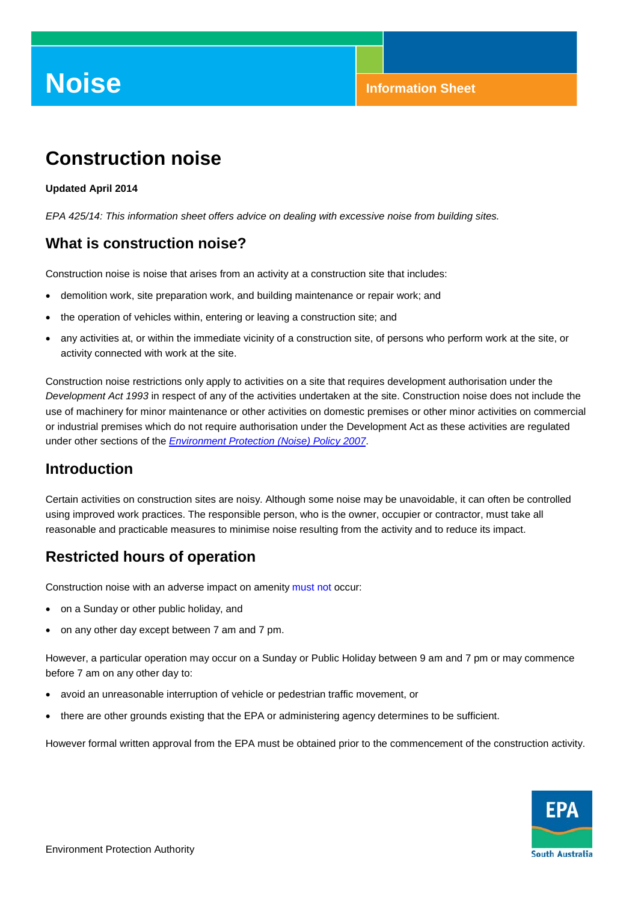# Noise

Information Sheet

## Construction noise

**Updated April 2014**

*EPA 425/14: This information sheet offers advice on dealing with excessive noise from building sites.*

## What is construction noise?

Construction noise is noise that arises from an activity at a construction site that includes:

- demolition work, site preparation work, and building maintenance or repair work; and
- the operation of vehicles within, entering or leaving a construction site; and
- any activities at, or within the immediate vicinity of a construction site, of persons who perform work at the site, or activity connected with work at the site.

Construction noise restrictions only apply to activities on a site that requires development authorisation under the *Development Act 1993* in respect of any of the activities undertaken at the site. Construction noise does not include the use of machinery for minor maintenance or other activities on domestic premises or other minor activities on commercial or industrial premises which do not require authorisation under the Development Act as these activities are regulated under other sections of the *Environment Protection (Noise) Policy 2007*.

## Introduction

Certain activities on construction sites are noisy. Although some noise may be unavoidable, it can often be controlled using improved work practices. The responsible person, who is the owner, occupier or contractor, must take all reasonable and practicable measures to minimise noise resulting from the activity and to reduce its impact.

## Restricted hours of operation

Construction noise with an adverse impact on amenity must not occur:

- on a Sunday or other public holiday, and
- on any other day except between 7 am and 7 pm.

However, a particular operation may occur on a Sunday or Public Holiday between 9 am and 7 pm or may commence before 7 am on any other day to:

- avoid an unreasonable interruption of vehicle or pedestrian traffic movement, or
- there are other grounds existing that the EPA or administering agency determines to be sufficient.

However formal written approval from the EPA must be obtained prior to the commencement of the construction activity.

Environment Protection Authority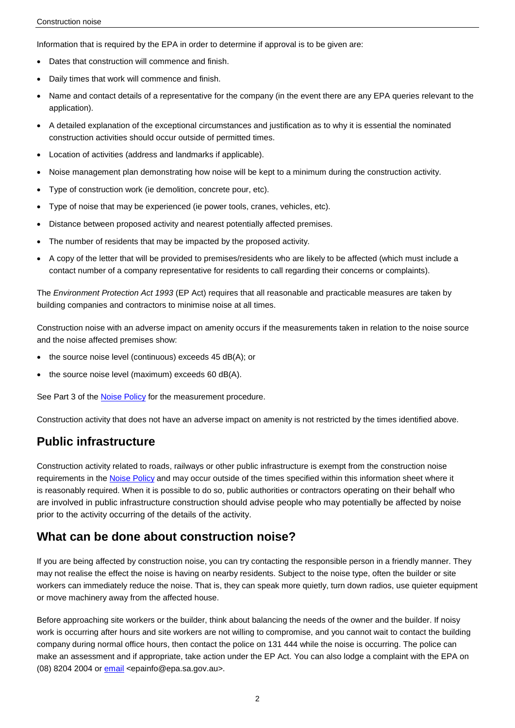Information that is required by the EPA in order to determine if approval is to be given are:

- Dates that construction will commence and finish.
- Daily times that work will commence and finish.
- Name and contact details of a representative for the company (in the event there are any EPA queries relevant to the application).
- A detailed explanation of the exceptional circumstances and justification as to why it is essential the nominated construction activities should occur outside of permitted times.
- Location of activities (address and landmarks if applicable).
- Noise management plan demonstrating how noise will be kept to a minimum during the construction activity.
- Type of construction work (ie demolition, concrete pour, etc).
- Type of noise that may be experienced (ie power tools, cranes, vehicles, etc).
- Distance between proposed activity and nearest potentially affected premises.
- The number of residents that may be impacted by the proposed activity.
- A copy of the letter that will be provided to premises/residents who are likely to be affected (which must include a contact number of a company representative for residents to call regarding their concerns or complaints).

The *Environment Protection Act 1993* (EP Act) requires that all reasonable and practicable measures are taken by building companies and contractors to minimise noise at all times.

Construction noise with an adverse impact on amenity occurs if the measurements taken in relation to the noise source and the noise affected premises show:

- the source noise level (continuous) exceeds 45 dB(A); or
- the source noise level (maximum) exceeds 60 dB(A).

See Part 3 of the Noise Policy for the measurement procedure.

Construction activity that does not have an adverse impact on amenity is not restricted by the times identified above.

## Public infrastructure

Construction activity related to roads, railways or other public infrastructure is exempt from the construction noise requirements in the Noise Policy and may occur outside of the times specified within this information sheet where it is reasonably required. When it is possible to do so, public authorities or contractors operating on their behalf who are involved in public infrastructure construction should advise people who may potentially be affected by noise prior to the activity occurring of the details of the activity.

## What can be done about construction noise?

If you are being affected by construction noise, you can try contacting the responsible person in a friendly manner. They may not realise the effect the noise is having on nearby residents. Subject to the noise type, often the builder or site workers can immediately reduce the noise. That is, they can speak more quietly, turn down radios, use quieter equipment or move machinery away from the affected house.

Before approaching site workers or the builder, think about balancing the needs of the owner and the builder. If noisy work is occurring after hours and site workers are not willing to compromise, and you cannot wait to contact the building company during normal office hours, then contact the police on 131 444 while the noise is occurring. The police can make an assessment and if appropriate, take action under the EP Act. You can also lodge a complaint with the EPA on (08) 8204 2004 or email <epainfo@epa.sa.gov.au>.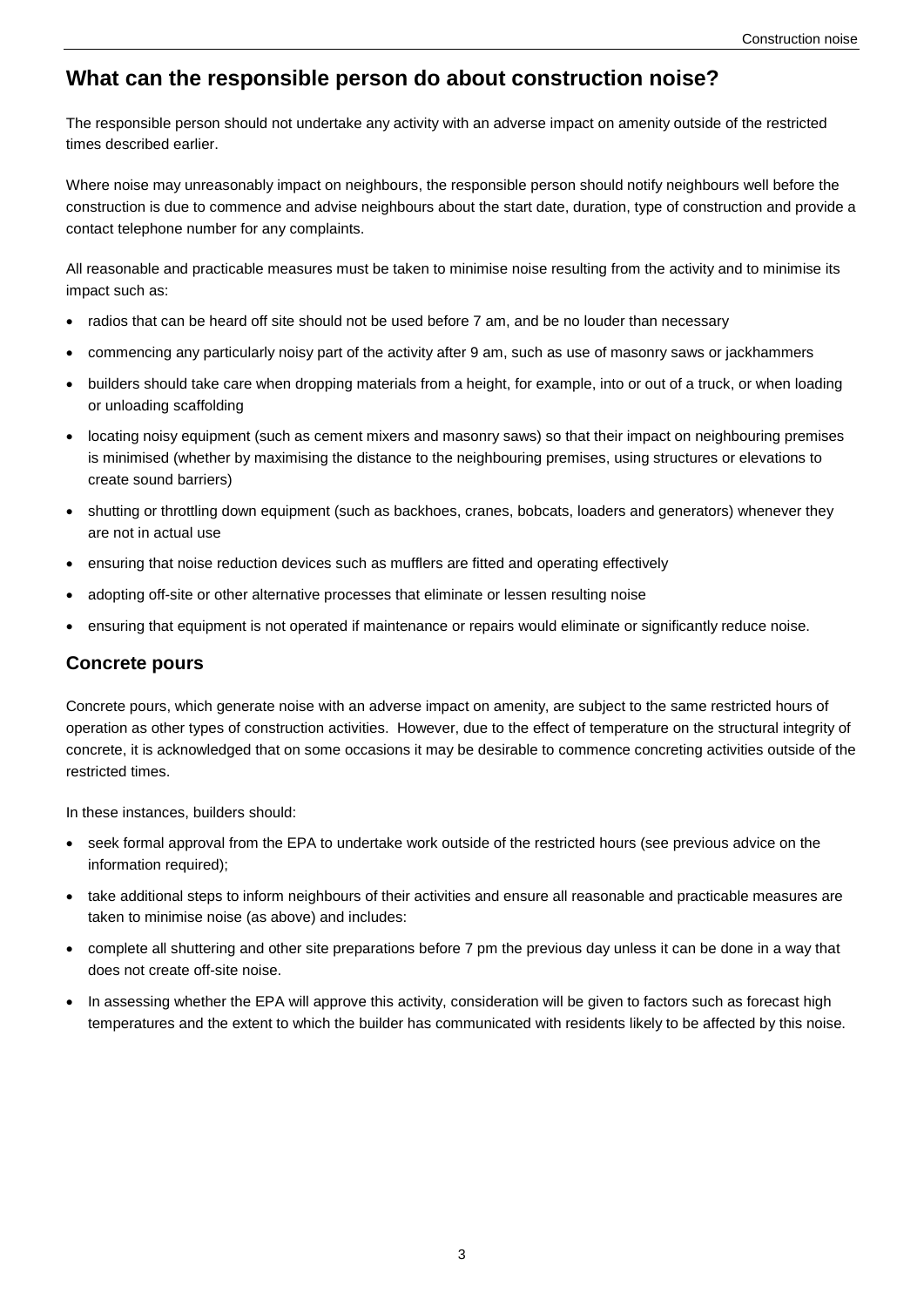## What can the responsible person do about construction noise?

The responsible person should not undertake any activity with an adverse impact on amenity outside of the restricted times described earlier.

Where noise may unreasonably impact on neighbours, the responsible person should notify neighbours well before the construction is due to commence and advise neighbours about the start date, duration, type of construction and provide a contact telephone number for any complaints.

All reasonable and practicable measures must be taken to minimise noise resulting from the activity and to minimise its impact such as:

- radios that can be heard off site should not be used before 7 am, and be no louder than necessary
- commencing any particularly noisy part of the activity after 9 am, such as use of masonry saws or jackhammers
- builders should take care when dropping materials from a height, for example, into or out of a truck, or when loading or unloading scaffolding
- locating noisy equipment (such as cement mixers and masonry saws) so that their impact on neighbouring premises is minimised (whether by maximising the distance to the neighbouring premises, using structures or elevations to create sound barriers)
- shutting or throttling down equipment (such as backhoes, cranes, bobcats, loaders and generators) whenever they are not in actual use
- ensuring that noise reduction devices such as mufflers are fitted and operating effectively
- adopting off-site or other alternative processes that eliminate or lessen resulting noise
- ensuring that equipment is not operated if maintenance or repairs would eliminate or significantly reduce noise.

### Concrete pours

Concrete pours, which generate noise with an adverse impact on amenity, are subject to the same restricted hours of operation as other types of construction activities. However, due to the effect of temperature on the structural integrity of concrete, it is acknowledged that on some occasions it may be desirable to commence concreting activities outside of the restricted times.

In these instances, builders should:

- seek formal approval from the EPA to undertake work outside of the restricted hours (see previous advice on the information required);
- take additional steps to inform neighbours of their activities and ensure all reasonable and practicable measures are taken to minimise noise (as above) and includes:
- complete all shuttering and other site preparations before 7 pm the previous day unless it can be done in a way that does not create off-site noise.
- In assessing whether the EPA will approve this activity, consideration will be given to factors such as forecast high temperatures and the extent to which the builder has communicated with residents likely to be affected by this noise.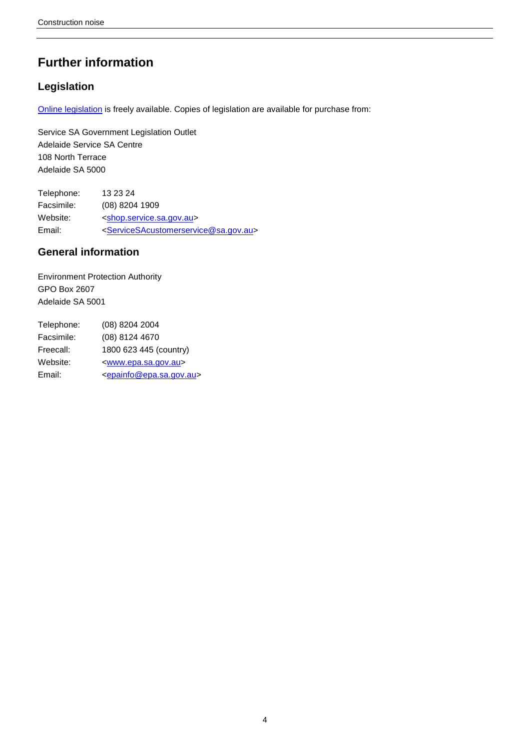# Further information

## Legislation

Online legislation is freely available. Copies of legislation are available for purchase from:

Service SA Government Legislation Outlet
Adelaide Service SA Centre
108 North Terrace
Adelaide SA 5000

| | |
|---|---|
| Telephone: | 13 23 24 |
| Facsimile: | (08) 8204 1909 |
| Website: | <shop.service.sa.gov.au> |
| Email: | <ServiceSAcustomerservice@sa.gov.au> |

## General information

Environment Protection Authority
GPO Box 2607
Adelaide SA 5001

| | |
|---|---|
| Telephone: | (08) 8204 2004 |
| Facsimile: | (08) 8124 4670 |
| Freecall: | 1800 623 445 (country) |
| Website: | <www.epa.sa.gov.au> |
| Email: | <epainfo@epa.sa.gov.au> |